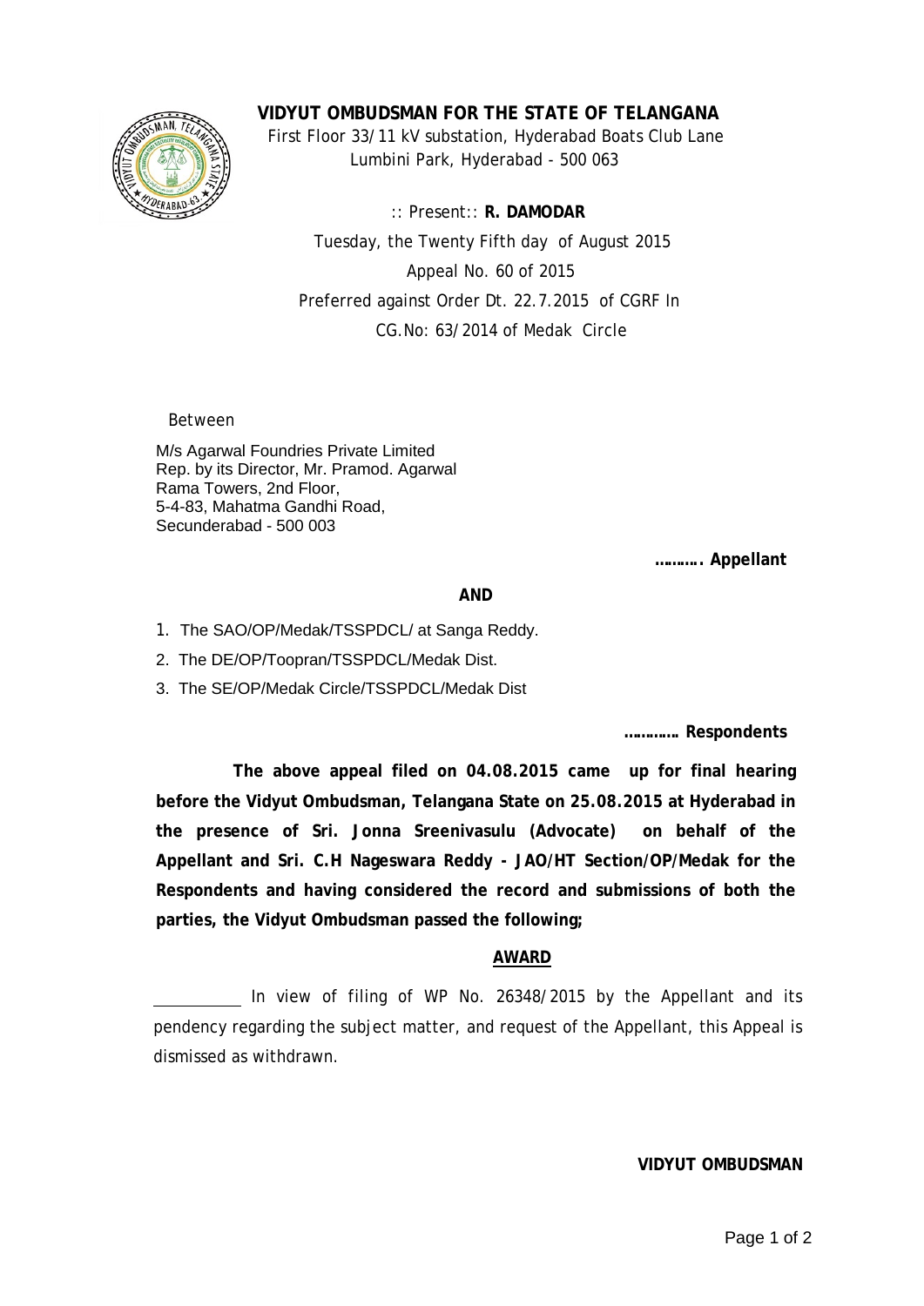# VIDYUT OMBUDSMAN FOR THE STATE OF TELANGANA

First Floor 33/11 kV substation, Hyderabad Boats Club Lane
Lumbini Park, Hyderabad - 500 063

:: Present:: **R. DAMODAR**

Tuesday, the Twenty Fifth day of August 2015

Appeal No. 60 of 2015

Preferred against Order Dt. 22.7.2015 of CGRF In
CG.No: 63/2014 of Medak Circle

Between

M/s Agarwal Foundries Private Limited
Rep. by its Director, Mr. Pramod. Agarwal
Rama Towers, 2nd Floor,
5-4-83, Mahatma Gandhi Road,
Secunderabad - 500 003

**………. Appellant**

**AND**

1. The SAO/OP/Medak/TSSPDCL/ at Sanga Reddy.
2. The DE/OP/Toopran/TSSPDCL/Medak Dist.
3. The SE/OP/Medak Circle/TSSPDCL/Medak Dist

**………… Respondents**

**The above appeal filed on 04.08.2015 came up for final hearing before the Vidyut Ombudsman, Telangana State on 25.08.2015 at Hyderabad in the presence of Sri. Jonna Sreenivasulu (Advocate) on behalf of the Appellant and Sri. C.H Nageswara Reddy - JAO/HT Section/OP/Medak for the Respondents and having considered the record and submissions of both the parties, the Vidyut Ombudsman passed the following;**

## AWARD

In view of filing of WP No. 26348/2015 by the Appellant and its pendency regarding the subject matter, and request of the Appellant, this Appeal is dismissed as withdrawn.

**VIDYUT OMBUDSMAN**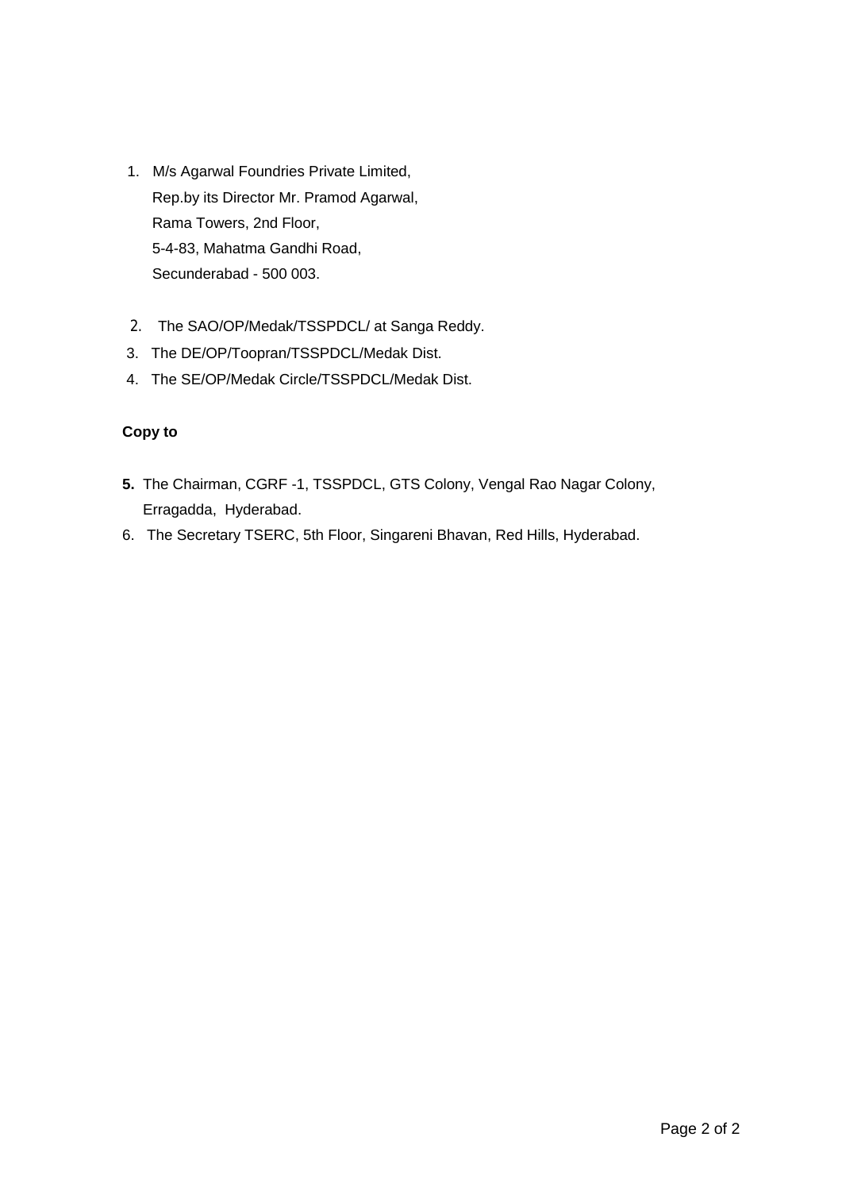1. M/s Agarwal Foundries Private Limited,
   Rep.by its Director Mr. Pramod Agarwal,
   Rama Towers, 2nd Floor,
   5-4-83, Mahatma Gandhi Road,
   Secunderabad - 500 003.

2. The SAO/OP/Medak/TSSPDCL/ at Sanga Reddy.
3. The DE/OP/Toopran/TSSPDCL/Medak Dist.
4. The SE/OP/Medak Circle/TSSPDCL/Medak Dist.

**Copy to**

**5.** The Chairman, CGRF -1, TSSPDCL, GTS Colony, Vengal Rao Nagar Colony, Erragadda, Hyderabad.

6. The Secretary TSERC, 5th Floor, Singareni Bhavan, Red Hills, Hyderabad.